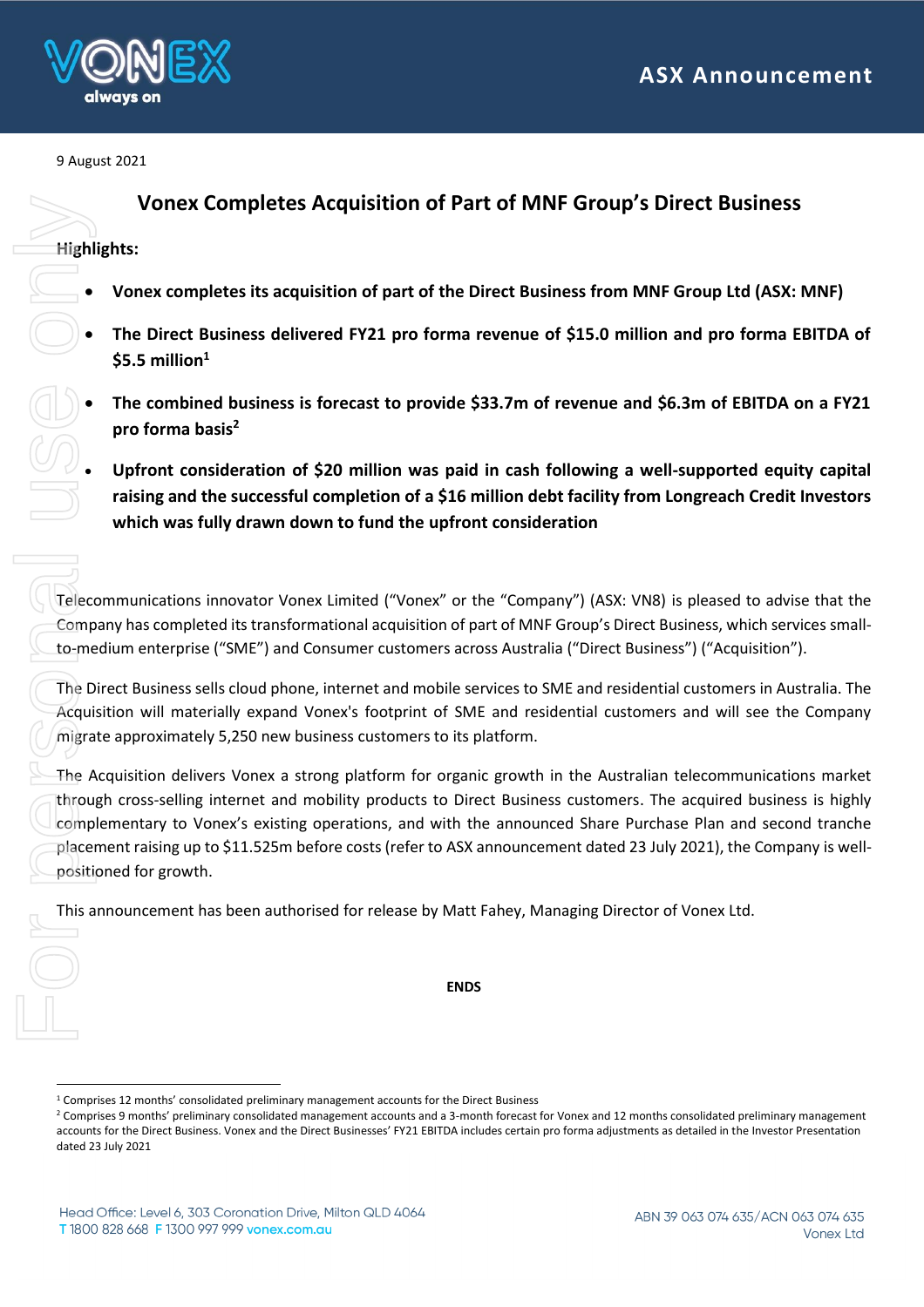9 August 2021

# Vonex Completes Acquisition of Part of MNF Group's Direct Business

**Highlights:**

- **Vonex completes its acquisition of part of the Direct Business from MNF Group Ltd (ASX: MNF)**
- **The Direct Business delivered FY21 pro forma revenue of $15.0 million and pro forma EBITDA of $5.5 million[1]**
- **The combined business is forecast to provide $33.7m of revenue and $6.3m of EBITDA on a FY21 pro forma basis[2]**
- **Upfront consideration of $20 million was paid in cash following a well-supported equity capital raising and the successful completion of a $16 million debt facility from Longreach Credit Investors which was fully drawn down to fund the upfront consideration**

Telecommunications innovator Vonex Limited ("Vonex" or the "Company") (ASX: VN8) is pleased to advise that the Company has completed its transformational acquisition of part of MNF Group's Direct Business, which services small-to-medium enterprise ("SME") and Consumer customers across Australia ("Direct Business") ("Acquisition").

The Direct Business sells cloud phone, internet and mobile services to SME and residential customers in Australia. The Acquisition will materially expand Vonex's footprint of SME and residential customers and will see the Company migrate approximately 5,250 new business customers to its platform.

The Acquisition delivers Vonex a strong platform for organic growth in the Australian telecommunications market through cross-selling internet and mobility products to Direct Business customers. The acquired business is highly complementary to Vonex's existing operations, and with the announced Share Purchase Plan and second tranche placement raising up to $11.525m before costs (refer to ASX announcement dated 23 July 2021), the Company is well-positioned for growth.

This announcement has been authorised for release by Matt Fahey, Managing Director of Vonex Ltd.

**ENDS**

---

[1] Comprises 12 months' consolidated preliminary management accounts for the Direct Business

[2] Comprises 9 months' preliminary consolidated management accounts and a 3-month forecast for Vonex and 12 months consolidated preliminary management accounts for the Direct Business. Vonex and the Direct Businesses' FY21 EBITDA includes certain pro forma adjustments as detailed in the Investor Presentation dated 23 July 2021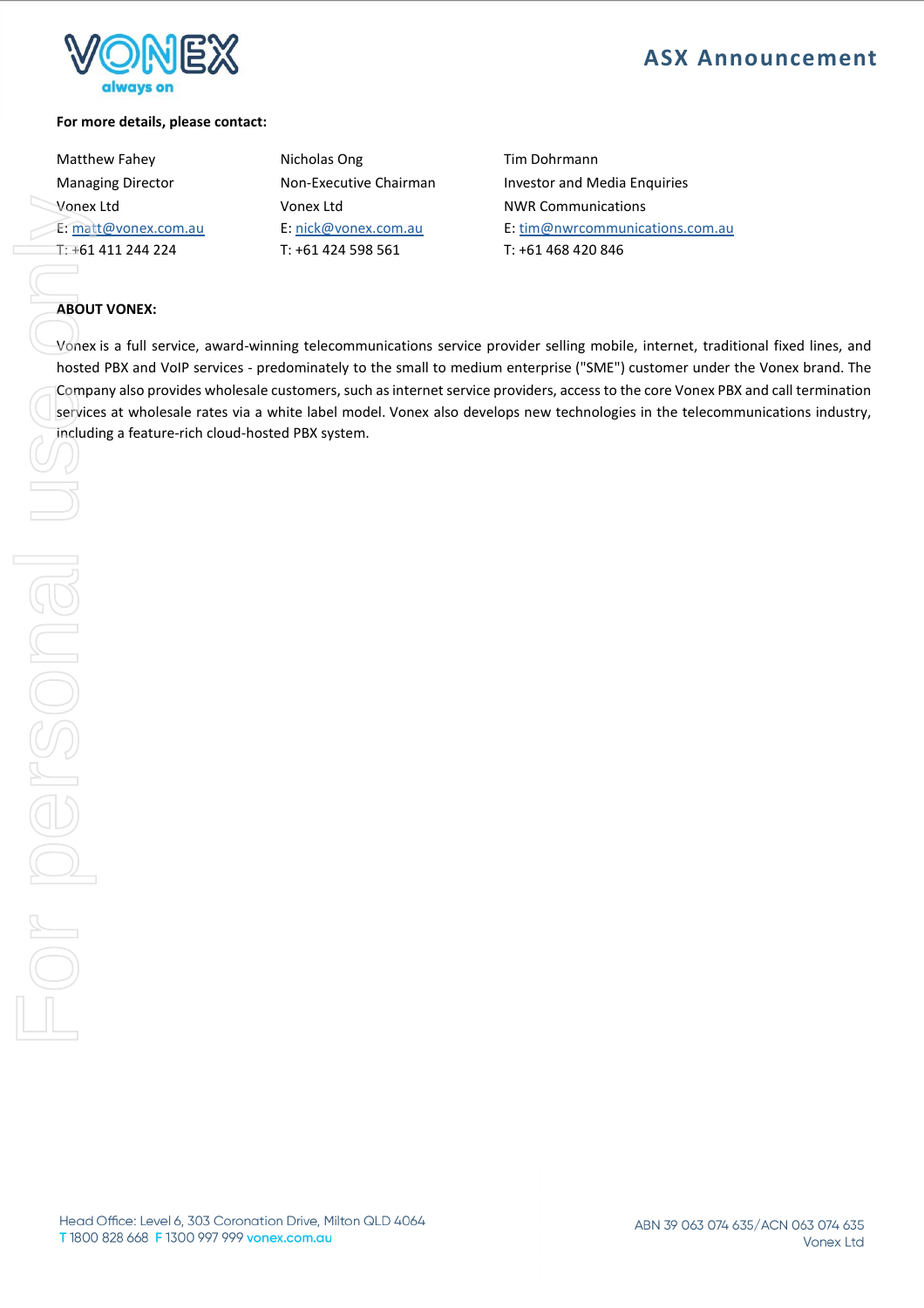**For more details, please contact:**

Matthew Fahey
Managing Director
Vonex Ltd
E: matt@vonex.com.au
T: +61 411 244 224

Nicholas Ong
Non-Executive Chairman
Vonex Ltd
E: nick@vonex.com.au
T: +61 424 598 561

Tim Dohrmann
Investor and Media Enquiries
NWR Communications
E: tim@nwrcommunications.com.au
T: +61 468 420 846

**ABOUT VONEX:**

Vonex is a full service, award-winning telecommunications service provider selling mobile, internet, traditional fixed lines, and hosted PBX and VoIP services - predominately to the small to medium enterprise ("SME") customer under the Vonex brand. The Company also provides wholesale customers, such as internet service providers, access to the core Vonex PBX and call termination services at wholesale rates via a white label model. Vonex also develops new technologies in the telecommunications industry, including a feature-rich cloud-hosted PBX system.